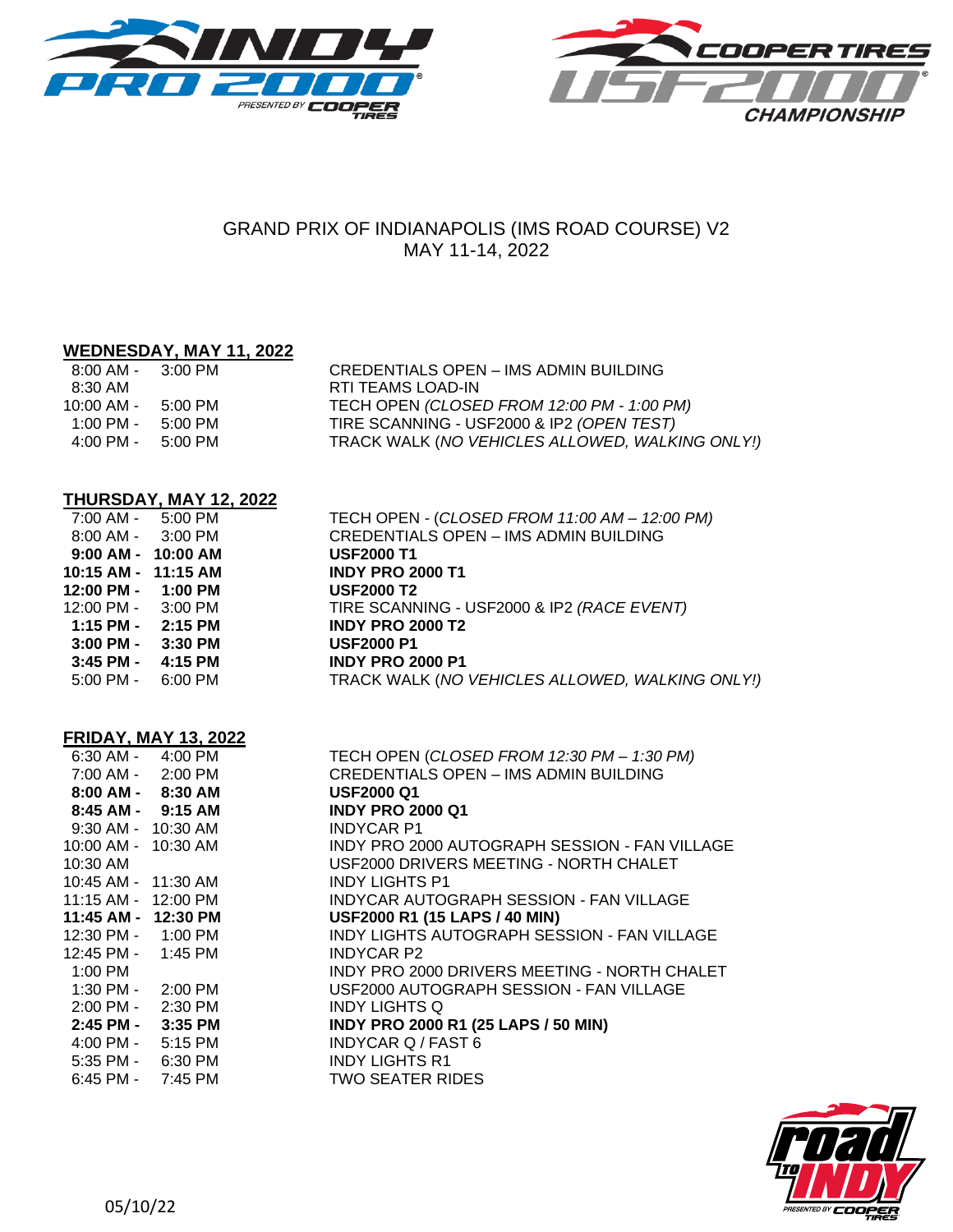# GRAND PRIX OF INDIANAPOLIS (IMS ROAD COURSE) V2

MAY 11-14, 2022

## WEDNESDAY, MAY 11, 2022

| Time | Event |
|---|---|
| 8:00 AM - 3:00 PM | CREDENTIALS OPEN – IMS ADMIN BUILDING |
| 8:30 AM | RTI TEAMS LOAD-IN |
| 10:00 AM - 5:00 PM | TECH OPEN *(CLOSED FROM 12:00 PM - 1:00 PM)* |
| 1:00 PM - 5:00 PM | TIRE SCANNING - USF2000 & IP2 *(OPEN TEST)* |
| 4:00 PM - 5:00 PM | TRACK WALK (*NO VEHICLES ALLOWED, WALKING ONLY!)* |

## THURSDAY, MAY 12, 2022

| Time | Event |
|---|---|
| 7:00 AM - 5:00 PM | TECH OPEN - (*CLOSED FROM 11:00 AM – 12:00 PM)* |
| 8:00 AM - 3:00 PM | CREDENTIALS OPEN – IMS ADMIN BUILDING |
| **9:00 AM - 10:00 AM** | **USF2000 T1** |
| **10:15 AM - 11:15 AM** | **INDY PRO 2000 T1** |
| **12:00 PM - 1:00 PM** | **USF2000 T2** |
| 12:00 PM - 3:00 PM | TIRE SCANNING - USF2000 & IP2 *(RACE EVENT)* |
| **1:15 PM - 2:15 PM** | **INDY PRO 2000 T2** |
| **3:00 PM - 3:30 PM** | **USF2000 P1** |
| **3:45 PM - 4:15 PM** | **INDY PRO 2000 P1** |
| 5:00 PM - 6:00 PM | TRACK WALK (*NO VEHICLES ALLOWED, WALKING ONLY!)* |

## FRIDAY, MAY 13, 2022

| Time | Event |
|---|---|
| 6:30 AM - 4:00 PM | TECH OPEN (*CLOSED FROM 12:30 PM – 1:30 PM)* |
| 7:00 AM - 2:00 PM | CREDENTIALS OPEN – IMS ADMIN BUILDING |
| **8:00 AM - 8:30 AM** | **USF2000 Q1** |
| **8:45 AM - 9:15 AM** | **INDY PRO 2000 Q1** |
| 9:30 AM - 10:30 AM | INDYCAR P1 |
| 10:00 AM - 10:30 AM | INDY PRO 2000 AUTOGRAPH SESSION - FAN VILLAGE |
| 10:30 AM | USF2000 DRIVERS MEETING - NORTH CHALET |
| 10:45 AM - 11:30 AM | INDY LIGHTS P1 |
| 11:15 AM - 12:00 PM | INDYCAR AUTOGRAPH SESSION - FAN VILLAGE |
| **11:45 AM - 12:30 PM** | **USF2000 R1 (15 LAPS / 40 MIN)** |
| 12:30 PM - 1:00 PM | INDY LIGHTS AUTOGRAPH SESSION - FAN VILLAGE |
| 12:45 PM - 1:45 PM | INDYCAR P2 |
| 1:00 PM | INDY PRO 2000 DRIVERS MEETING - NORTH CHALET |
| 1:30 PM - 2:00 PM | USF2000 AUTOGRAPH SESSION - FAN VILLAGE |
| 2:00 PM - 2:30 PM | INDY LIGHTS Q |
| **2:45 PM - 3:35 PM** | **INDY PRO 2000 R1 (25 LAPS / 50 MIN)** |
| 4:00 PM - 5:15 PM | INDYCAR Q / FAST 6 |
| 5:35 PM - 6:30 PM | INDY LIGHTS R1 |
| 6:45 PM - 7:45 PM | TWO SEATER RIDES |

05/10/22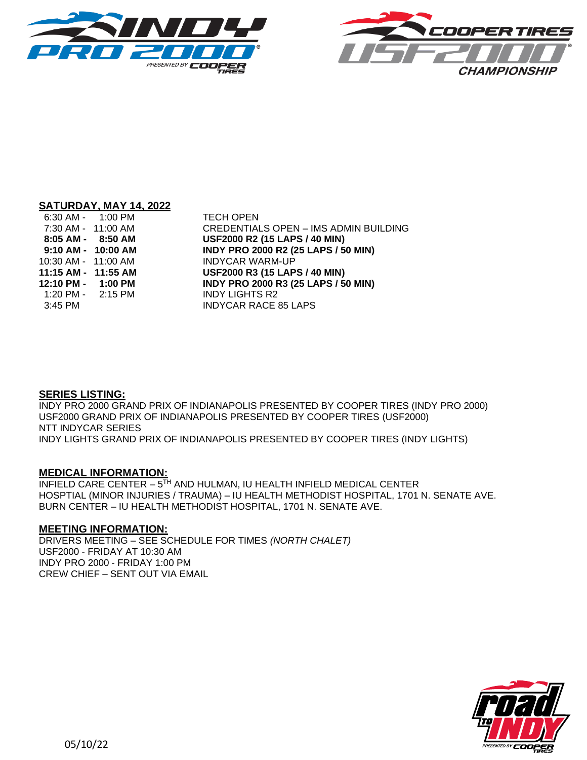## SATURDAY, MAY 14, 2022

| | |
|---|---|
| 6:30 AM - 1:00 PM | TECH OPEN |
| 7:30 AM - 11:00 AM | CREDENTIALS OPEN – IMS ADMIN BUILDING |
| **8:05 AM - 8:50 AM** | **USF2000 R2 (15 LAPS / 40 MIN)** |
| **9:10 AM - 10:00 AM** | **INDY PRO 2000 R2 (25 LAPS / 50 MIN)** |
| 10:30 AM - 11:00 AM | INDYCAR WARM-UP |
| **11:15 AM - 11:55 AM** | **USF2000 R3 (15 LAPS / 40 MIN)** |
| **12:10 PM - 1:00 PM** | **INDY PRO 2000 R3 (25 LAPS / 50 MIN)** |
| 1:20 PM - 2:15 PM | INDY LIGHTS R2 |
| 3:45 PM | INDYCAR RACE 85 LAPS |

## SERIES LISTING:

INDY PRO 2000 GRAND PRIX OF INDIANAPOLIS PRESENTED BY COOPER TIRES (INDY PRO 2000)
USF2000 GRAND PRIX OF INDIANAPOLIS PRESENTED BY COOPER TIRES (USF2000)
NTT INDYCAR SERIES
INDY LIGHTS GRAND PRIX OF INDIANAPOLIS PRESENTED BY COOPER TIRES (INDY LIGHTS)

## MEDICAL INFORMATION:

INFIELD CARE CENTER – 5TH AND HULMAN, IU HEALTH INFIELD MEDICAL CENTER
HOSPTIAL (MINOR INJURIES / TRAUMA) – IU HEALTH METHODIST HOSPITAL, 1701 N. SENATE AVE.
BURN CENTER – IU HEALTH METHODIST HOSPITAL, 1701 N. SENATE AVE.

## MEETING INFORMATION:

DRIVERS MEETING – SEE SCHEDULE FOR TIMES *(NORTH CHALET)*
USF2000 - FRIDAY AT 10:30 AM
INDY PRO 2000 - FRIDAY 1:00 PM
CREW CHIEF – SENT OUT VIA EMAIL

05/10/22